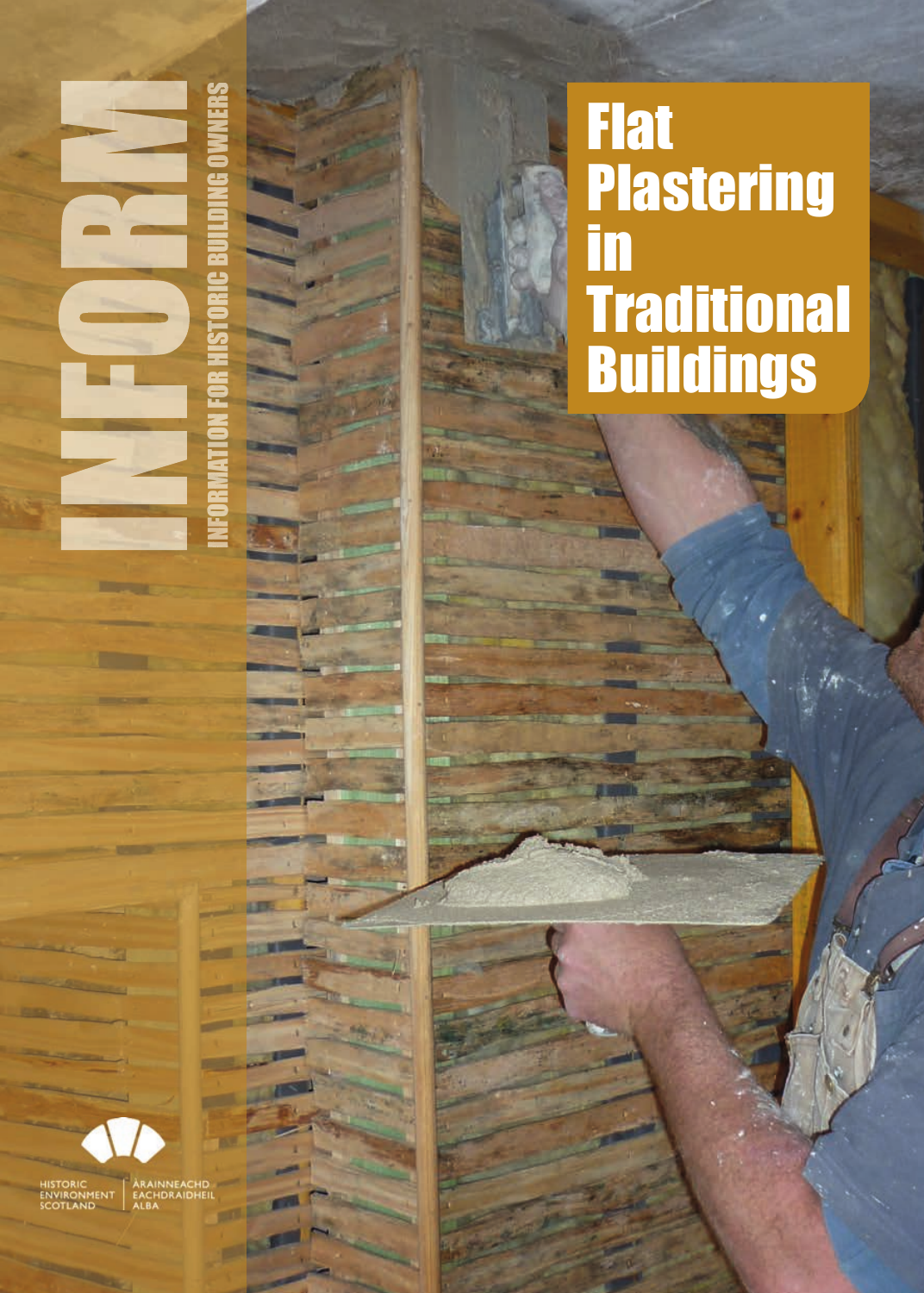# INFORM

INFORMATION FOR HISTORIC BUILDING OWNERS

# Flat Plastering in Traditional Buildings

HISTORIC ENVIRONMENT SCOTLAND | ÀRAINNEACHD EACHDRAIDHEIL ALBA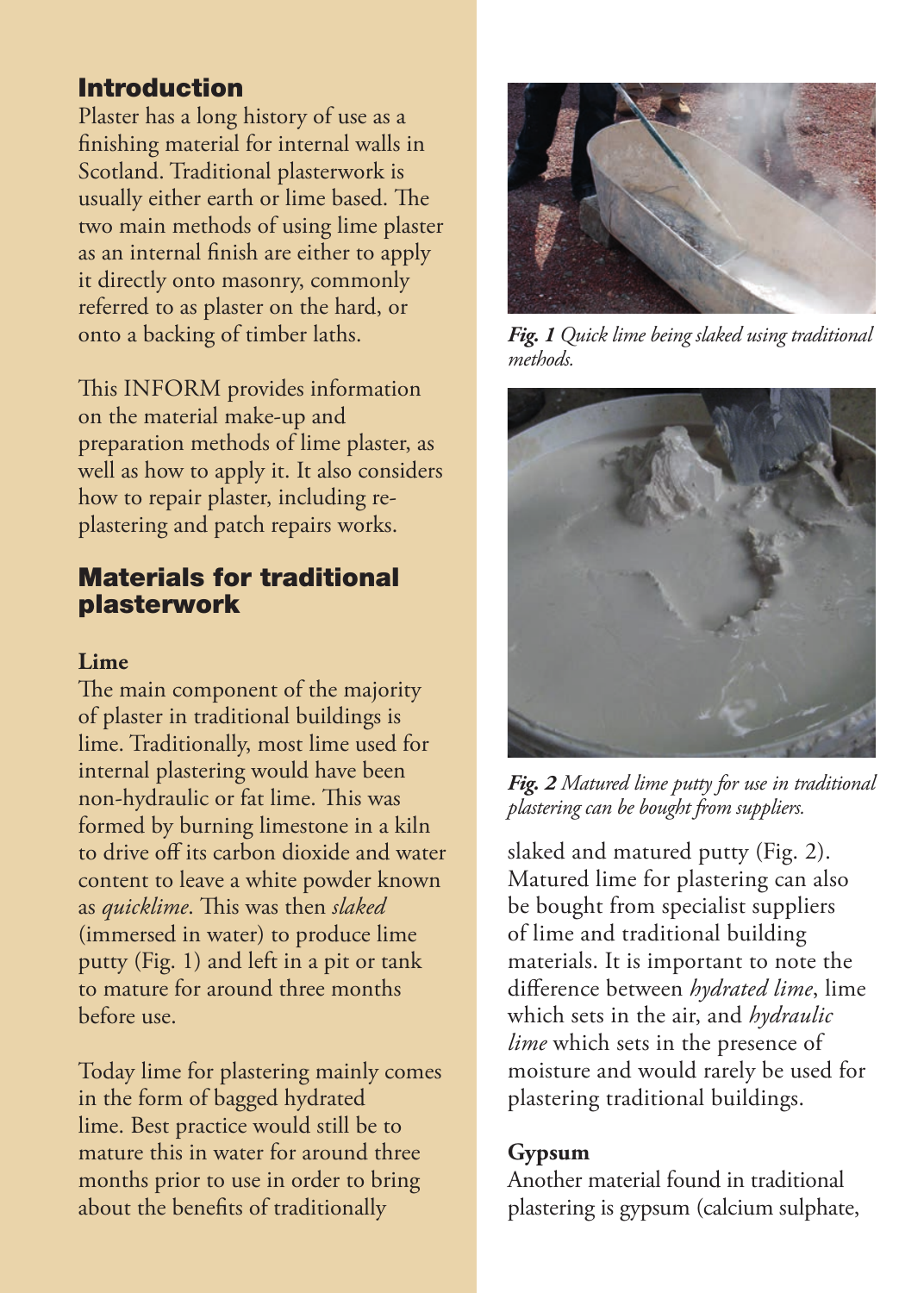## Introduction

Plaster has a long history of use as a finishing material for internal walls in Scotland. Traditional plasterwork is usually either earth or lime based. The two main methods of using lime plaster as an internal finish are either to apply it directly onto masonry, commonly referred to as plaster on the hard, or onto a backing of timber laths.

This INFORM provides information on the material make-up and preparation methods of lime plaster, as well as how to apply it. It also considers how to repair plaster, including re-plastering and patch repairs works.

## Materials for traditional plasterwork

### Lime

The main component of the majority of plaster in traditional buildings is lime. Traditionally, most lime used for internal plastering would have been non-hydraulic or fat lime. This was formed by burning limestone in a kiln to drive off its carbon dioxide and water content to leave a white powder known as *quicklime*. This was then *slaked* (immersed in water) to produce lime putty (Fig. 1) and left in a pit or tank to mature for around three months before use.

Today lime for plastering mainly comes in the form of bagged hydrated lime. Best practice would still be to mature this in water for around three months prior to use in order to bring about the benefits of traditionally slaked and matured putty (Fig. 2). Matured lime for plastering can also be bought from specialist suppliers of lime and traditional building materials. It is important to note the difference between *hydrated lime*, lime which sets in the air, and *hydraulic lime* which sets in the presence of moisture and would rarely be used for plastering traditional buildings.

***Fig. 1*** *Quick lime being slaked using traditional methods.*

***Fig. 2*** *Matured lime putty for use in traditional plastering can be bought from suppliers.*

### Gypsum

Another material found in traditional plastering is gypsum (calcium sulphate,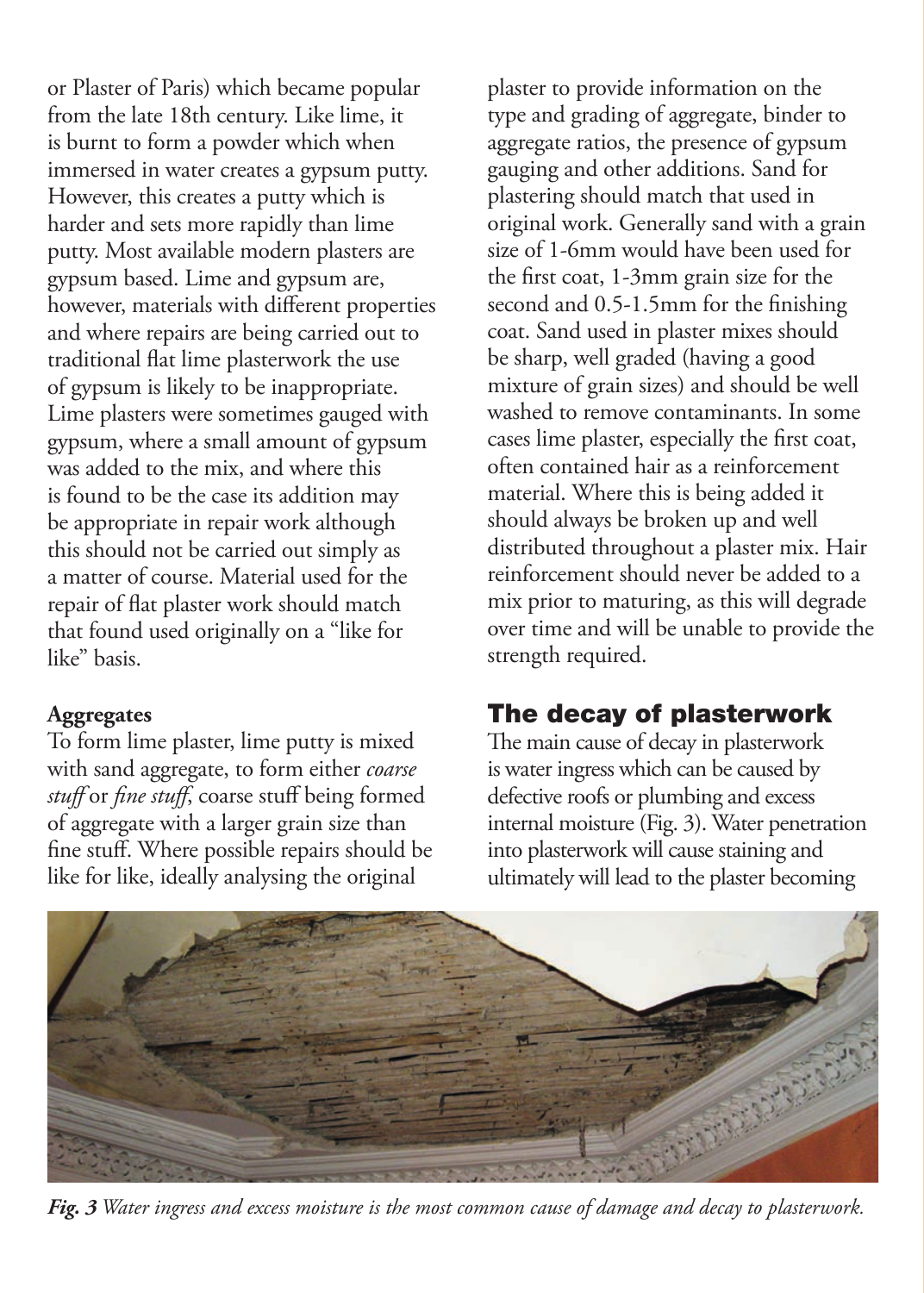or Plaster of Paris) which became popular from the late 18th century. Like lime, it is burnt to form a powder which when immersed in water creates a gypsum putty. However, this creates a putty which is harder and sets more rapidly than lime putty. Most available modern plasters are gypsum based. Lime and gypsum are, however, materials with different properties and where repairs are being carried out to traditional flat lime plasterwork the use of gypsum is likely to be inappropriate. Lime plasters were sometimes gauged with gypsum, where a small amount of gypsum was added to the mix, and where this is found to be the case its addition may be appropriate in repair work although this should not be carried out simply as a matter of course. Material used for the repair of flat plaster work should match that found used originally on a "like for like" basis.

**Aggregates**

To form lime plaster, lime putty is mixed with sand aggregate, to form either *coarse stuff* or *fine stuff*, coarse stuff being formed of aggregate with a larger grain size than fine stuff. Where possible repairs should be like for like, ideally analysing the original plaster to provide information on the type and grading of aggregate, binder to aggregate ratios, the presence of gypsum gauging and other additions. Sand for plastering should match that used in original work. Generally sand with a grain size of 1-6mm would have been used for the first coat, 1-3mm grain size for the second and 0.5-1.5mm for the finishing coat. Sand used in plaster mixes should be sharp, well graded (having a good mixture of grain sizes) and should be well washed to remove contaminants. In some cases lime plaster, especially the first coat, often contained hair as a reinforcement material. Where this is being added it should always be broken up and well distributed throughout a plaster mix. Hair reinforcement should never be added to a mix prior to maturing, as this will degrade over time and will be unable to provide the strength required.

## The decay of plasterwork

The main cause of decay in plasterwork is water ingress which can be caused by defective roofs or plumbing and excess internal moisture (Fig. 3). Water penetration into plasterwork will cause staining and ultimately will lead to the plaster becoming

***Fig. 3*** *Water ingress and excess moisture is the most common cause of damage and decay to plasterwork.*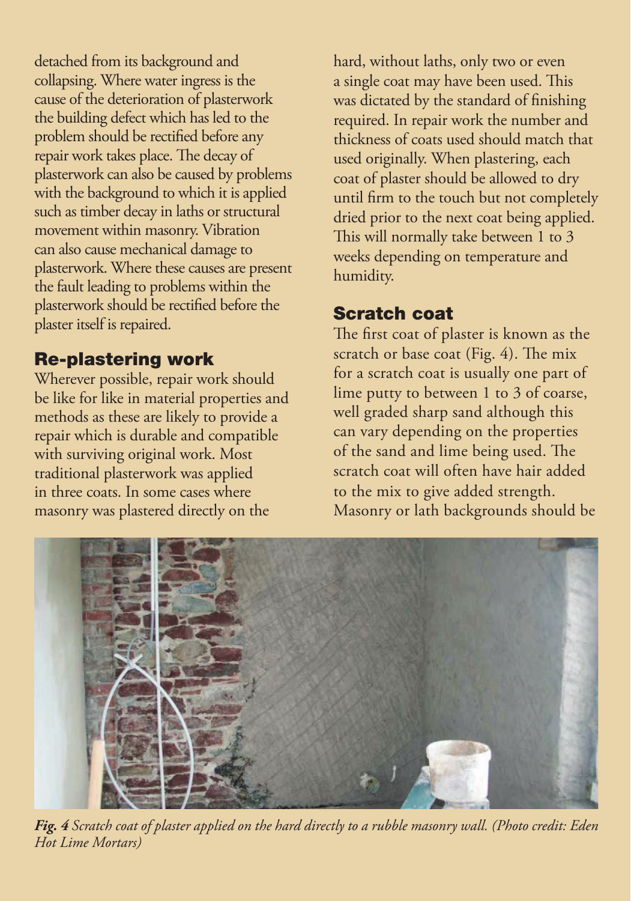detached from its background and collapsing. Where water ingress is the cause of the deterioration of plasterwork the building defect which has led to the problem should be rectified before any repair work takes place. The decay of plasterwork can also be caused by problems with the background to which it is applied such as timber decay in laths or structural movement within masonry. Vibration can also cause mechanical damage to plasterwork. Where these causes are present the fault leading to problems within the plasterwork should be rectified before the plaster itself is repaired.

## Re-plastering work

Wherever possible, repair work should be like for like in material properties and methods as these are likely to provide a repair which is durable and compatible with surviving original work. Most traditional plasterwork was applied in three coats. In some cases where masonry was plastered directly on the hard, without laths, only two or even a single coat may have been used. This was dictated by the standard of finishing required. In repair work the number and thickness of coats used should match that used originally. When plastering, each coat of plaster should be allowed to dry until firm to the touch but not completely dried prior to the next coat being applied. This will normally take between 1 to 3 weeks depending on temperature and humidity.

## Scratch coat

The first coat of plaster is known as the scratch or base coat (Fig. 4). The mix for a scratch coat is usually one part of lime putty to between 1 to 3 of coarse, well graded sharp sand although this can vary depending on the properties of the sand and lime being used. The scratch coat will often have hair added to the mix to give added strength. Masonry or lath backgrounds should be

***Fig. 4*** *Scratch coat of plaster applied on the hard directly to a rubble masonry wall. (Photo credit: Eden Hot Lime Mortars)*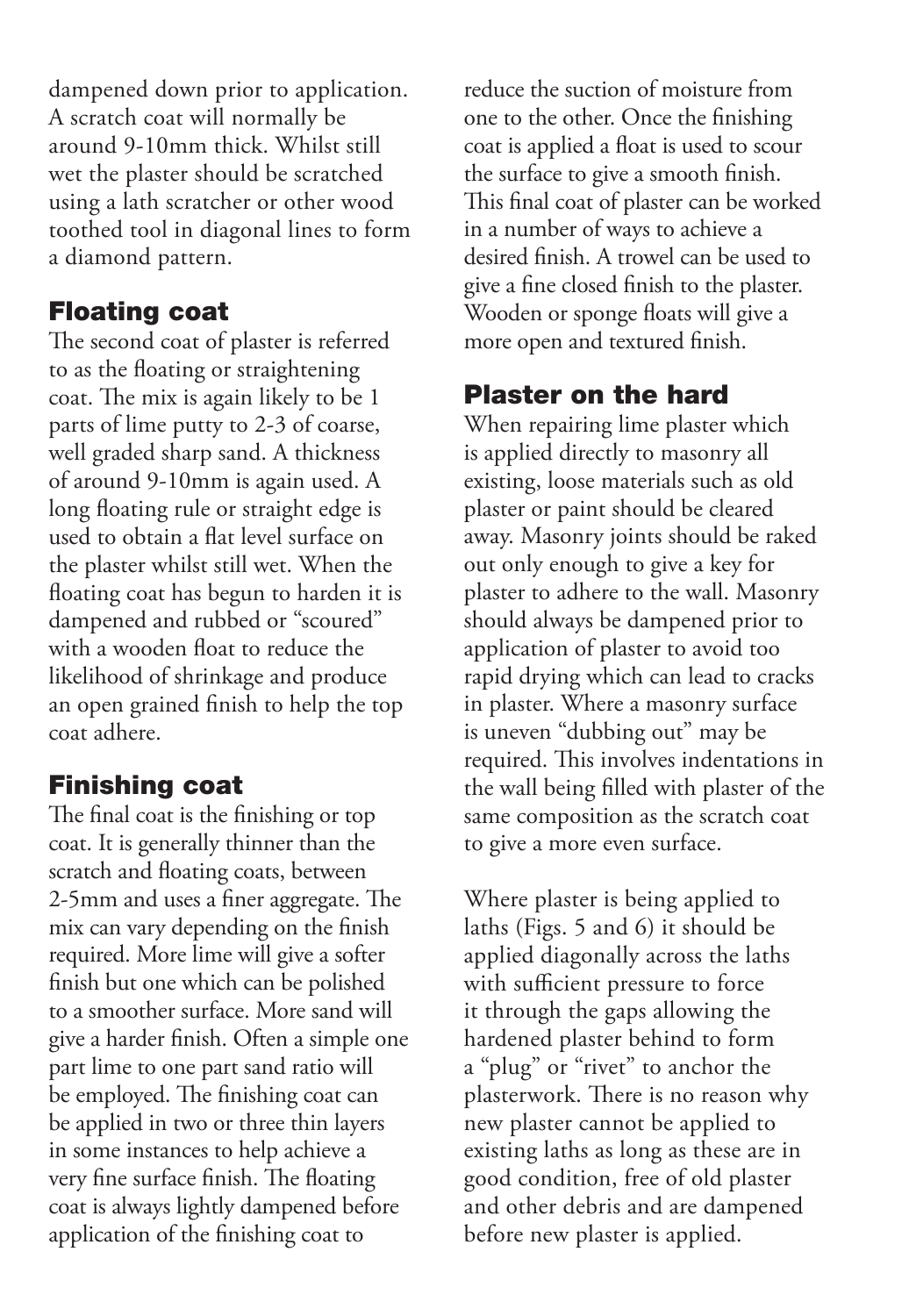dampened down prior to application. A scratch coat will normally be around 9-10mm thick. Whilst still wet the plaster should be scratched using a lath scratcher or other wood toothed tool in diagonal lines to form a diamond pattern.

## Floating coat

The second coat of plaster is referred to as the floating or straightening coat. The mix is again likely to be 1 parts of lime putty to 2-3 of coarse, well graded sharp sand. A thickness of around 9-10mm is again used. A long floating rule or straight edge is used to obtain a flat level surface on the plaster whilst still wet. When the floating coat has begun to harden it is dampened and rubbed or "scoured" with a wooden float to reduce the likelihood of shrinkage and produce an open grained finish to help the top coat adhere.

## Finishing coat

The final coat is the finishing or top coat. It is generally thinner than the scratch and floating coats, between 2-5mm and uses a finer aggregate. The mix can vary depending on the finish required. More lime will give a softer finish but one which can be polished to a smoother surface. More sand will give a harder finish. Often a simple one part lime to one part sand ratio will be employed. The finishing coat can be applied in two or three thin layers in some instances to help achieve a very fine surface finish. The floating coat is always lightly dampened before application of the finishing coat to reduce the suction of moisture from one to the other. Once the finishing coat is applied a float is used to scour the surface to give a smooth finish. This final coat of plaster can be worked in a number of ways to achieve a desired finish. A trowel can be used to give a fine closed finish to the plaster. Wooden or sponge floats will give a more open and textured finish.

## Plaster on the hard

When repairing lime plaster which is applied directly to masonry all existing, loose materials such as old plaster or paint should be cleared away. Masonry joints should be raked out only enough to give a key for plaster to adhere to the wall. Masonry should always be dampened prior to application of plaster to avoid too rapid drying which can lead to cracks in plaster. Where a masonry surface is uneven "dubbing out" may be required. This involves indentations in the wall being filled with plaster of the same composition as the scratch coat to give a more even surface.

Where plaster is being applied to laths (Figs. 5 and 6) it should be applied diagonally across the laths with sufficient pressure to force it through the gaps allowing the hardened plaster behind to form a "plug" or "rivet" to anchor the plasterwork. There is no reason why new plaster cannot be applied to existing laths as long as these are in good condition, free of old plaster and other debris and are dampened before new plaster is applied.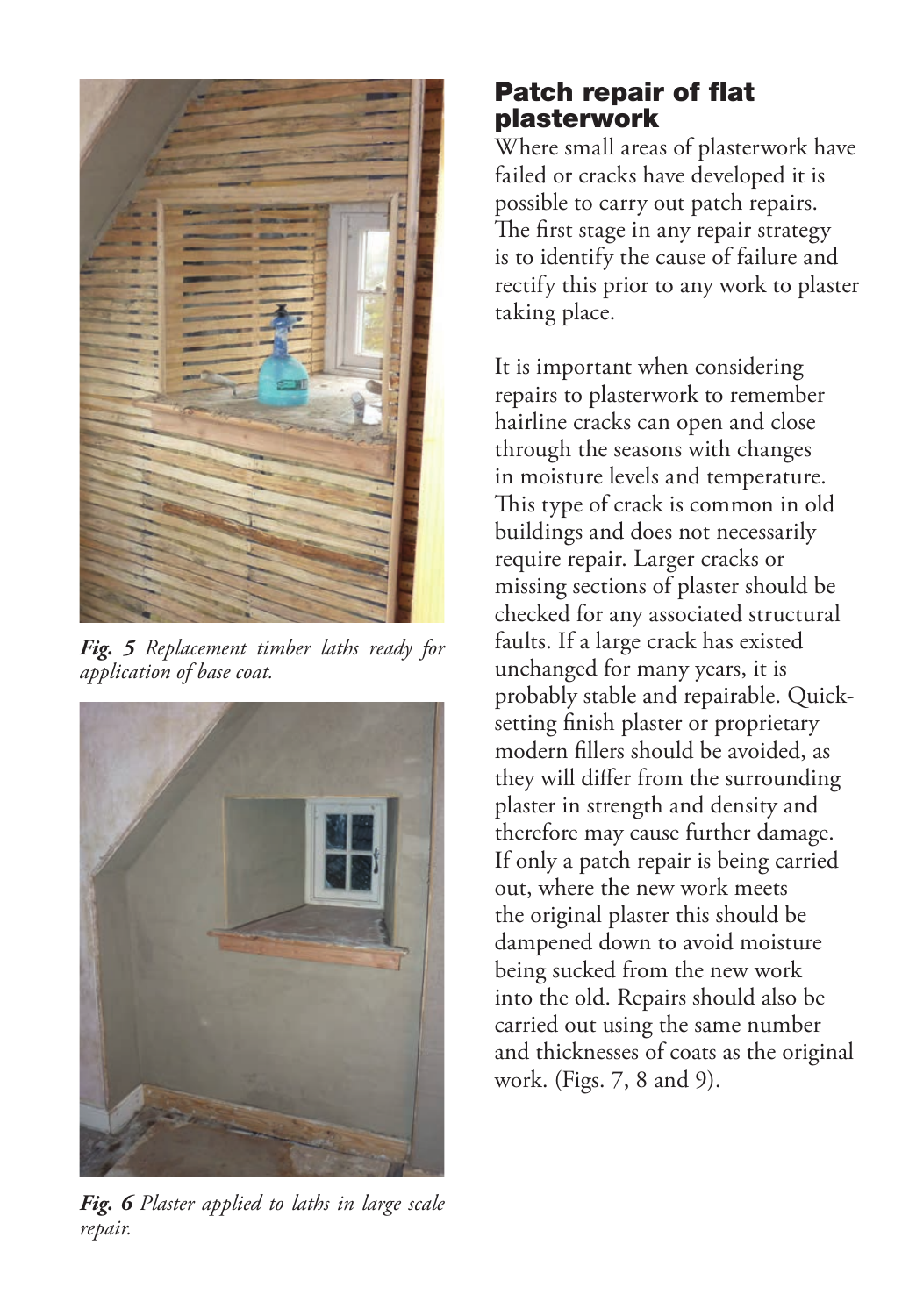*Fig. 5 Replacement timber laths ready for application of base coat.*

*Fig. 6 Plaster applied to laths in large scale repair.*

## Patch repair of flat plasterwork

Where small areas of plasterwork have failed or cracks have developed it is possible to carry out patch repairs. The first stage in any repair strategy is to identify the cause of failure and rectify this prior to any work to plaster taking place.

It is important when considering repairs to plasterwork to remember hairline cracks can open and close through the seasons with changes in moisture levels and temperature. This type of crack is common in old buildings and does not necessarily require repair. Larger cracks or missing sections of plaster should be checked for any associated structural faults. If a large crack has existed unchanged for many years, it is probably stable and repairable. Quick-setting finish plaster or proprietary modern fillers should be avoided, as they will differ from the surrounding plaster in strength and density and therefore may cause further damage. If only a patch repair is being carried out, where the new work meets the original plaster this should be dampened down to avoid moisture being sucked from the new work into the old. Repairs should also be carried out using the same number and thicknesses of coats as the original work. (Figs. 7, 8 and 9).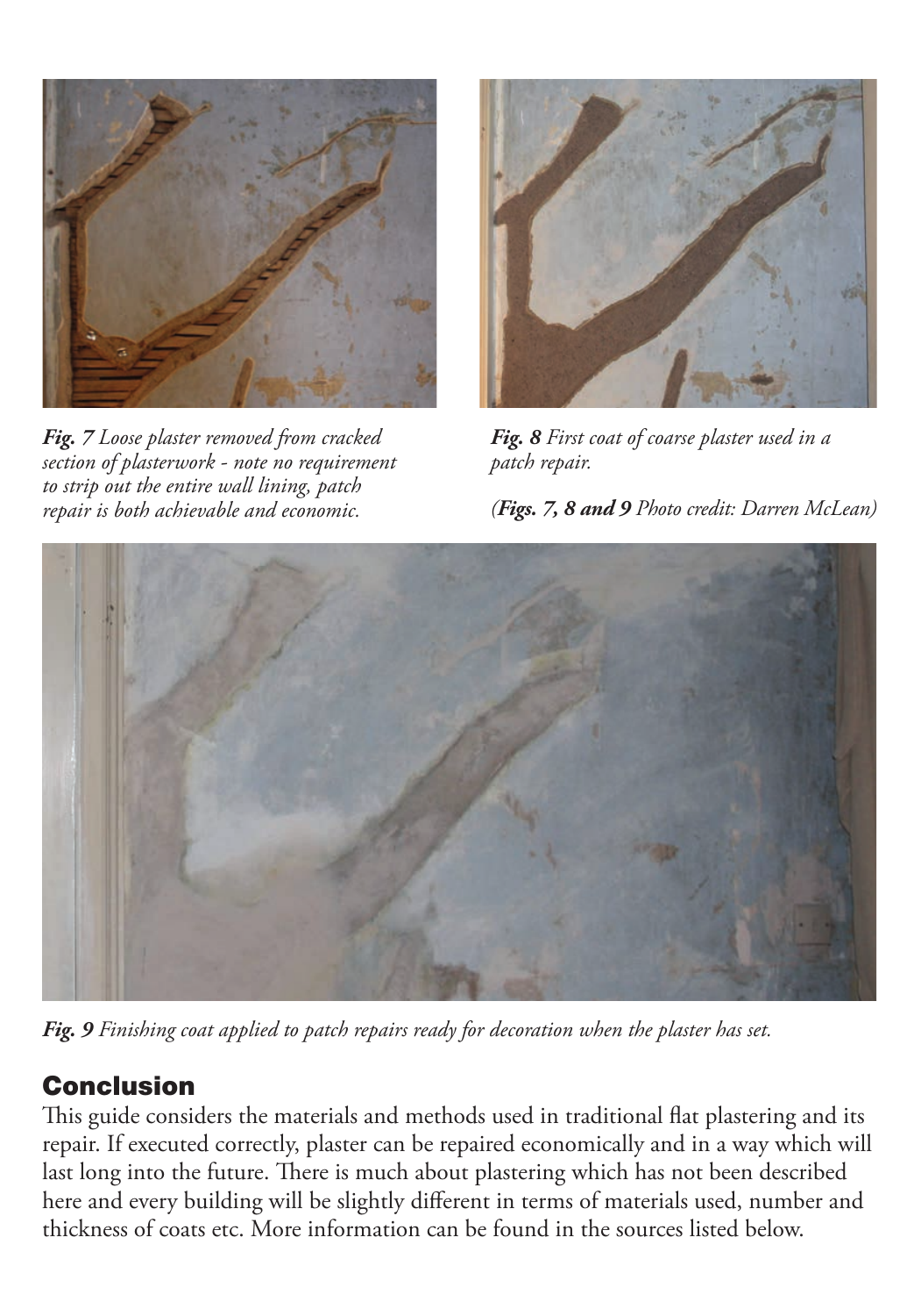***Fig. 7*** *Loose plaster removed from cracked section of plasterwork - note no requirement to strip out the entire wall lining, patch repair is both achievable and economic.*

***Fig. 8*** *First coat of coarse plaster used in a patch repair.*

*(**Figs. 7, 8 and 9** Photo credit: Darren McLean)*

***Fig. 9*** *Finishing coat applied to patch repairs ready for decoration when the plaster has set.*

## Conclusion

This guide considers the materials and methods used in traditional flat plastering and its repair. If executed correctly, plaster can be repaired economically and in a way which will last long into the future. There is much about plastering which has not been described here and every building will be slightly different in terms of materials used, number and thickness of coats etc. More information can be found in the sources listed below.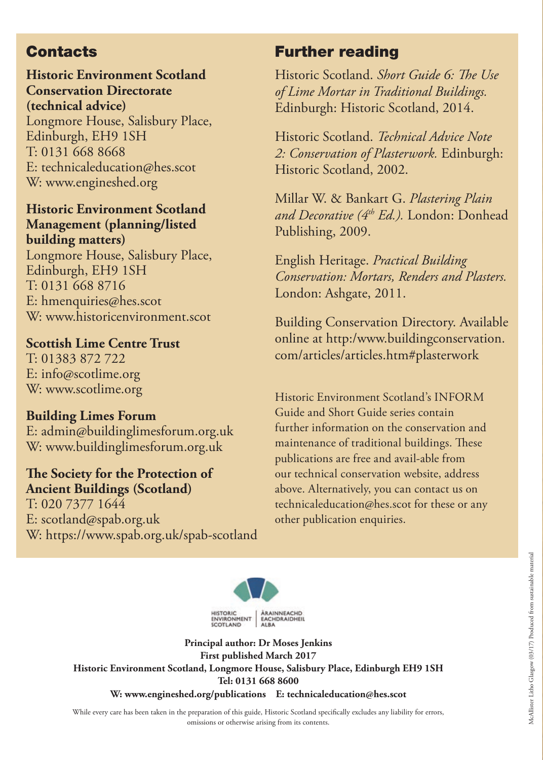## Contacts

**Historic Environment Scotland Conservation Directorate (technical advice)**
Longmore House, Salisbury Place,
Edinburgh, EH9 1SH
T: 0131 668 8668
E: technicaleducation@hes.scot
W: www.engineshed.org

**Historic Environment Scotland Management (planning/listed building matters)**
Longmore House, Salisbury Place,
Edinburgh, EH9 1SH
T: 0131 668 8716
E: hmenquiries@hes.scot
W: www.historicenvironment.scot

**Scottish Lime Centre Trust**
T: 01383 872 722
E: info@scotlime.org
W: www.scotlime.org

**Building Limes Forum**
E: admin@buildinglimesforum.org.uk
W: www.buildinglimesforum.org.uk

**The Society for the Protection of Ancient Buildings (Scotland)**
T: 020 7377 1644
E: scotland@spab.org.uk
W: https://www.spab.org.uk/spab-scotland

## Further reading

Historic Scotland. *Short Guide 6: The Use of Lime Mortar in Traditional Buildings.* Edinburgh: Historic Scotland, 2014.

Historic Scotland. *Technical Advice Note 2: Conservation of Plasterwork.* Edinburgh: Historic Scotland, 2002.

Millar W. & Bankart G. *Plastering Plain and Decorative (4th Ed.).* London: Donhead Publishing, 2009.

English Heritage. *Practical Building Conservation: Mortars, Renders and Plasters.* London: Ashgate, 2011.

Building Conservation Directory. Available online at http:/www.buildingconservation.com/articles/articles.htm#plasterwork

Historic Environment Scotland's INFORM Guide and Short Guide series contain further information on the conservation and maintenance of traditional buildings. These publications are free and avail-able from our technical conservation website, address above. Alternatively, you can contact us on technicaleducation@hes.scot for these or any other publication enquiries.

HISTORIC ENVIRONMENT SCOTLAND | ÀRAINNEACHD EACHDRAIDHEIL ALBA

**Principal author: Dr Moses Jenkins**
**First published March 2017**
**Historic Environment Scotland, Longmore House, Salisbury Place, Edinburgh EH9 1SH**
**Tel: 0131 668 8600**
**W: www.engineshed.org/publications E: technicaleducation@hes.scot**

While every care has been taken in the preparation of this guide, Historic Scotland specifically excludes any liability for errors, omissions or otherwise arising from its contents.

McAllister Litho Glasgow (03/17) Produced from sustainable material